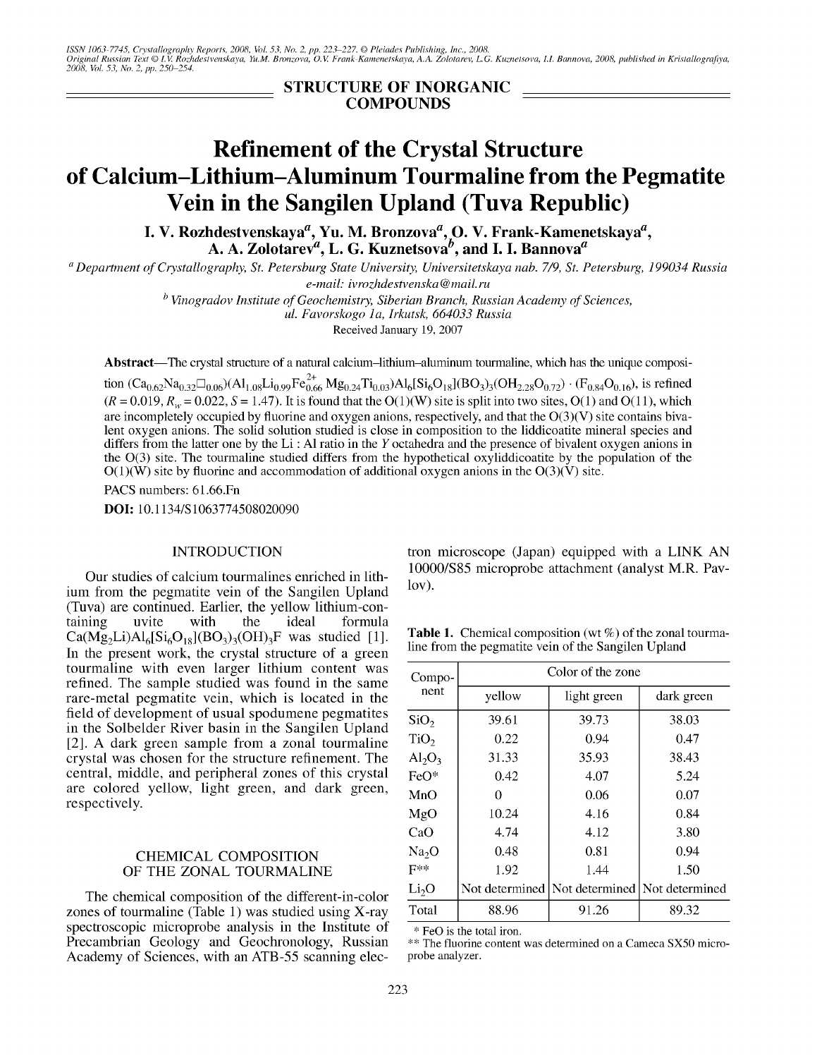STRUCTURE OF INORGANIC COMPOUNDS

# Refinement of the Crystal Structure of Calcium–Lithium–Aluminum Tourmaline from the Pegmatite Vein in the Sangilen Upland (Tuva Republic)

**I. V. Rozhdestvenskaya[a], Yu. M. Bronzova[a], O. V. Frank-Kamenetskaya[a], A. A. Zolotarev[a], L. G. Kuznetsova[b], and I. I. Bannova[a]**

[a] Department of Crystallography, St. Petersburg State University, Universitetskaya nab. 7/9, St. Petersburg, 199034 Russia
e-mail: ivrozhdestvenska@mail.ru

[b] Vinogradov Institute of Geochemistry, Siberian Branch, Russian Academy of Sciences, ul. Favorskogo 1a, Irkutsk, 664033 Russia

Received January 19, 2007

**Abstract**—The crystal structure of a natural calcium–lithium–aluminum tourmaline, which has the unique composition $(Ca_{0.62}Na_{0.32}\square_{0.06})(Al_{1.08}Li_{0.99}Fe^{2+}_{0.66}Mg_{0.24}Ti_{0.03})Al_6[Si_6O_{18}](BO_3)_3(OH_{2.28}O_{0.72}) \cdot (F_{0.84}O_{0.16})$, is refined ($R = 0.019$, $R_w = 0.022$, $S = 1.47$). It is found that the O(1)(W) site is split into two sites, O(1) and O(11), which are incompletely occupied by fluorine and oxygen anions, respectively, and that the O(3)(V) site contains bivalent oxygen anions. The solid solution studied is close in composition to the liddicoatite mineral species and differs from the latter one by the Li : Al ratio in the *Y* octahedra and the presence of bivalent oxygen anions in the O(3) site. The tourmaline studied differs from the hypothetical oxyliddicoatite by the population of the O(1)(W) site by fluorine and accommodation of additional oxygen anions in the O(3)(V) site.

PACS numbers: 61.66.Fn

**DOI:** 10.1134/S1063774508020090

## INTRODUCTION

Our studies of calcium tourmalines enriched in lithium from the pegmatite vein of the Sangilen Upland (Tuva) are continued. Earlier, the yellow lithium-containing uvite with the ideal formula $Ca(Mg_2Li)Al_6[Si_6O_{18}](BO_3)_3(OH)_3F$ was studied [1]. In the present work, the crystal structure of a green tourmaline with even larger lithium content was refined. The sample studied was found in the same rare-metal pegmatite vein, which is located in the field of development of usual spodumene pegmatites in the Solbelder River basin in the Sangilen Upland [2]. A dark green sample from a zonal tourmaline crystal was chosen for the structure refinement. The central, middle, and peripheral zones of this crystal are colored yellow, light green, and dark green, respectively.

## CHEMICAL COMPOSITION OF THE ZONAL TOURMALINE

The chemical composition of the different-in-color zones of tourmaline (Table 1) was studied using X-ray spectroscopic microprobe analysis in the Institute of Precambrian Geology and Geochronology, Russian Academy of Sciences, with an ATB-55 scanning electron microscope (Japan) equipped with a LINK AN 10000/S85 microprobe attachment (analyst M.R. Pavlov).

**Table 1.** Chemical composition (wt %) of the zonal tourmaline from the pegmatite vein of the Sangilen Upland

| Component | Color of the zone | | |
|---|---|---|---|
| | yellow | light green | dark green |
| $SiO_2$ | 39.61 | 39.73 | 38.03 |
| $TiO_2$ | 0.22 | 0.94 | 0.47 |
| $Al_2O_3$ | 31.33 | 35.93 | 38.43 |
| FeO* | 0.42 | 4.07 | 5.24 |
| MnO | 0 | 0.06 | 0.07 |
| MgO | 10.24 | 4.16 | 0.84 |
| CaO | 4.74 | 4.12 | 3.80 |
| $Na_2O$ | 0.48 | 0.81 | 0.94 |
| F** | 1.92 | 1.44 | 1.50 |
| $Li_2O$ | Not determined | Not determined | Not determined |
| Total | 88.96 | 91.26 | 89.32 |

\* FeO is the total iron.
\*\* The fluorine content was determined on a Cameca SX50 microprobe analyzer.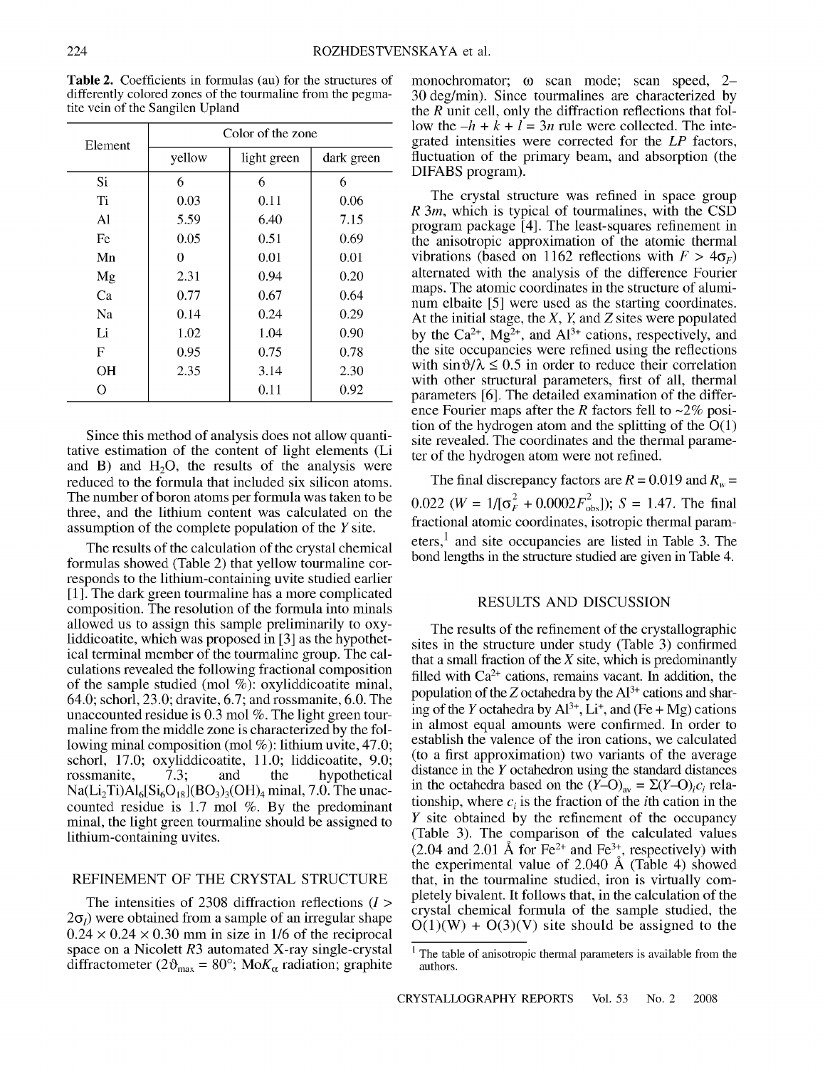**Table 2.** Coefficients in formulas (au) for the structures of differently colored zones of the tourmaline from the pegmatite vein of the Sangilen Upland

| Element | Color of the zone | | |
|---|---|---|---|
| | yellow | light green | dark green |
| Si | 6 | 6 | 6 |
| Ti | 0.03 | 0.11 | 0.06 |
| Al | 5.59 | 6.40 | 7.15 |
| Fe | 0.05 | 0.51 | 0.69 |
| Mn | 0 | 0.01 | 0.01 |
| Mg | 2.31 | 0.94 | 0.20 |
| Ca | 0.77 | 0.67 | 0.64 |
| Na | 0.14 | 0.24 | 0.29 |
| Li | 1.02 | 1.04 | 0.90 |
| F | 0.95 | 0.75 | 0.78 |
| OH | 2.35 | 3.14 | 2.30 |
| O | | 0.11 | 0.92 |

Since this method of analysis does not allow quantitative estimation of the content of light elements (Li and B) and $H_2O$, the results of the analysis were reduced to the formula that included six silicon atoms. The number of boron atoms per formula was taken to be three, and the lithium content was calculated on the assumption of the complete population of the *Y* site.

The results of the calculation of the crystal chemical formulas showed (Table 2) that yellow tourmaline corresponds to the lithium-containing uvite studied earlier [1]. The dark green tourmaline has a more complicated composition. The resolution of the formula into minals allowed us to assign this sample preliminarily to oxyliddicoatite, which was proposed in [3] as the hypothetical terminal member of the tourmaline group. The calculations revealed the following fractional composition of the sample studied (mol %): oxyliddicoatite minal, 64.0; schorl, 23.0; dravite, 6.7; and rossmanite, 6.0. The unaccounted residue is 0.3 mol %. The light green tourmaline from the middle zone is characterized by the following minal composition (mol %): lithium uvite, 47.0; schorl, 17.0; oxyliddicoatite, 11.0; liddicoatite, 9.0; rossmanite, 7.3; and the hypothetical $Na(Li_2Ti)Al_6[Si_6O_{18}](BO_3)_3(OH)_4$ minal, 7.0. The unaccounted residue is 1.7 mol %. By the predominant minal, the light green tourmaline should be assigned to lithium-containing uvites.

## REFINEMENT OF THE CRYSTAL STRUCTURE

The intensities of 2308 diffraction reflections ($I > 2\sigma_I$) were obtained from a sample of an irregular shape $0.24 \times 0.24 \times 0.30$ mm in size in 1/6 of the reciprocal space on a Nicolett *R*3 automated X-ray single-crystal diffractometer ($2\vartheta_{max} = 80°$; Mo$K_\alpha$ radiation; graphite monochromator; ω scan mode; scan speed, 2–30 deg/min). Since tourmalines are characterized by the *R* unit cell, only the diffraction reflections that follow the $-h + k + l = 3n$ rule were collected. The integrated intensities were corrected for the *LP* factors, fluctuation of the primary beam, and absorption (the DIFABS program).

The crystal structure was refined in space group *R*3*m*, which is typical of tourmalines, with the CSD program package [4]. The least-squares refinement in the anisotropic approximation of the atomic thermal vibrations (based on 1162 reflections with $F > 4\sigma_F$) alternated with the analysis of the difference Fourier maps. The atomic coordinates in the structure of aluminum elbaite [5] were used as the starting coordinates. At the initial stage, the *X*, *Y*, and *Z* sites were populated by the $Ca^{2+}$, $Mg^{2+}$, and $Al^{3+}$ cations, respectively, and the site occupancies were refined using the reflections with $\sin\vartheta/\lambda \le 0.5$ in order to reduce their correlation with other structural parameters, first of all, thermal parameters [6]. The detailed examination of the difference Fourier maps after the *R* factors fell to ~2% position of the hydrogen atom and the splitting of the O(1) site revealed. The coordinates and the thermal parameter of the hydrogen atom were not refined.

The final discrepancy factors are $R = 0.019$ and $R_w = 0.022$ ($W = 1/[\sigma_F^2 + 0.0002F_{obs}^2]$); $S = 1.47$. The final fractional atomic coordinates, isotropic thermal parameters,[1] and site occupancies are listed in Table 3. The bond lengths in the structure studied are given in Table 4.

## RESULTS AND DISCUSSION

The results of the refinement of the crystallographic sites in the structure under study (Table 3) confirmed that a small fraction of the *X* site, which is predominantly filled with $Ca^{2+}$ cations, remains vacant. In addition, the population of the *Z* octahedra by the $Al^{3+}$ cations and sharing of the *Y* octahedra by $Al^{3+}$, $Li^{+}$, and (Fe + Mg) cations in almost equal amounts were confirmed. In order to establish the valence of the iron cations, we calculated (to a first approximation) two variants of the average distance in the *Y* octahedron using the standard distances in the octahedra based on the $(Y\text{–}O)_{av} = \Sigma(Y\text{–}O)_i c_i$ relationship, where $c_i$ is the fraction of the *i*th cation in the *Y* site obtained by the refinement of the occupancy (Table 3). The comparison of the calculated values (2.04 and 2.01 Å for $Fe^{2+}$ and $Fe^{3+}$, respectively) with the experimental value of 2.040 Å (Table 4) showed that, in the tourmaline studied, iron is virtually completely bivalent. It follows that, in the calculation of the crystal chemical formula of the sample studied, the O(1)(W) + O(3)(V) site should be assigned to the

[1] The table of anisotropic thermal parameters is available from the authors.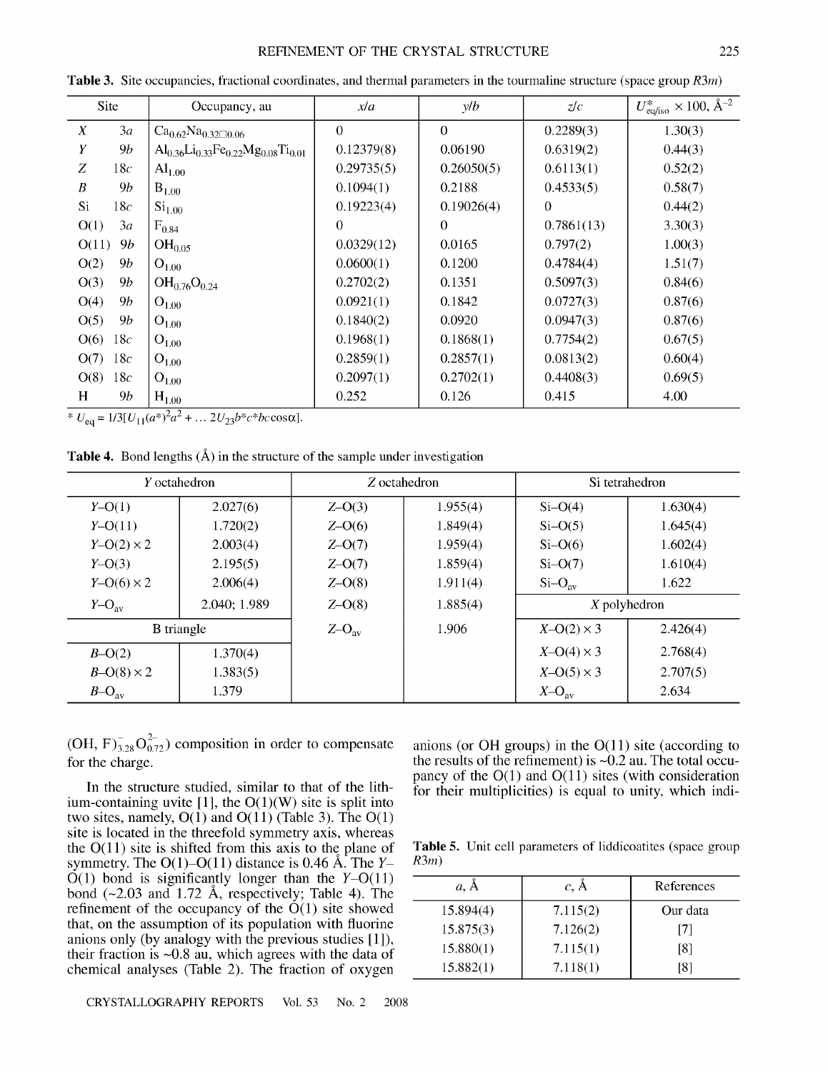**Table 3.** Site occupancies, fractional coordinates, and thermal parameters in the tourmaline structure (space group $R3m$)

| Site | | Occupancy, au | $x/a$ | $y/b$ | $z/c$ | $U^*_{eq/iso} \times 100$, Å$^{-2}$ |
|---|---|---|---|---|---|---|
| $X$ | 3$a$ | $Ca_{0.62}Na_{0.32}\square_{0.06}$ | 0 | 0 | 0.2289(3) | 1.30(3) |
| $Y$ | 9$b$ | $Al_{0.36}Li_{0.33}Fe_{0.22}Mg_{0.08}Ti_{0.01}$ | 0.12379(8) | 0.06190 | 0.6319(2) | 0.44(3) |
| $Z$ | 18$c$ | $Al_{1.00}$ | 0.29735(5) | 0.26050(5) | 0.6113(1) | 0.52(2) |
| $B$ | 9$b$ | $B_{1.00}$ | 0.1094(1) | 0.2188 | 0.4533(5) | 0.58(7) |
| Si | 18$c$ | $Si_{1.00}$ | 0.19223(4) | 0.19026(4) | 0 | 0.44(2) |
| O(1) | 3$a$ | $F_{0.84}$ | 0 | 0 | 0.7861(13) | 3.30(3) |
| O(11) | 9$b$ | $OH_{0.05}$ | 0.0329(12) | 0.0165 | 0.797(2) | 1.00(3) |
| O(2) | 9$b$ | $O_{1.00}$ | 0.0600(1) | 0.1200 | 0.4784(4) | 1.51(7) |
| O(3) | 9$b$ | $OH_{0.76}O_{0.24}$ | 0.2702(2) | 0.1351 | 0.5097(3) | 0.84(6) |
| O(4) | 9$b$ | $O_{1.00}$ | 0.0921(1) | 0.1842 | 0.0727(3) | 0.87(6) |
| O(5) | 9$b$ | $O_{1.00}$ | 0.1840(2) | 0.0920 | 0.0947(3) | 0.87(6) |
| O(6) | 18$c$ | $O_{1.00}$ | 0.1968(1) | 0.1868(1) | 0.7754(2) | 0.67(5) |
| O(7) | 18$c$ | $O_{1.00}$ | 0.2859(1) | 0.2857(1) | 0.0813(2) | 0.60(4) |
| O(8) | 18$c$ | $O_{1.00}$ | 0.2097(1) | 0.2702(1) | 0.4408(3) | 0.69(5) |
| H | 9$b$ | $H_{1.00}$ | 0.252 | 0.126 | 0.415 | 4.00 |

* $U_{eq} = 1/3[U_{11}(a^*)^2a^2 + \ldots 2U_{23}b^*c^*bc\cos\alpha]$.

**Table 4.** Bond lengths (Å) in the structure of the sample under investigation

| $Y$ octahedron | | $Z$ octahedron | | Si tetrahedron | |
|---|---|---|---|---|---|
| $Y$–O(1) | 2.027(6) | $Z$–O(3) | 1.955(4) | Si–O(4) | 1.630(4) |
| $Y$–O(11) | 1.720(2) | $Z$–O(6) | 1.849(4) | Si–O(5) | 1.645(4) |
| $Y$–O(2) × 2 | 2.003(4) | $Z$–O(7) | 1.959(4) | Si–O(6) | 1.602(4) |
| $Y$–O(3) | 2.195(5) | $Z$–O(7) | 1.859(4) | Si–O(7) | 1.610(4) |
| $Y$–O(6) × 2 | 2.006(4) | $Z$–O(8) | 1.911(4) | Si–$O_{av}$ | 1.622 |
| $Y$–$O_{av}$ | 2.040; 1.989 | $Z$–O(8) | 1.885(4) | $X$ polyhedron | |
| B triangle | | $Z$–$O_{av}$ | 1.906 | $X$–O(2) × 3 | 2.426(4) |
| $B$–O(2) | 1.370(4) | | | $X$–O(4) × 3 | 2.768(4) |
| $B$–O(8) × 2 | 1.383(5) | | | $X$–O(5) × 3 | 2.707(5) |
| $B$–$O_{av}$ | 1.379 | | | $X$–$O_{av}$ | 2.634 |

$(OH, F)^{-}_{3.28}O^{2-}_{0.72})$ composition in order to compensate for the charge.

In the structure studied, similar to that of the lithium-containing uvite [1], the O(1)(W) site is split into two sites, namely, O(1) and O(11) (Table 3). The O(1) site is located in the threefold symmetry axis, whereas the O(11) site is shifted from this axis to the plane of symmetry. The O(1)–O(11) distance is 0.46 Å. The $Y$–O(1) bond is significantly longer than the $Y$–O(11) bond (~2.03 and 1.72 Å, respectively; Table 4). The refinement of the occupancy of the O(1) site showed that, on the assumption of its population with fluorine anions only (by analogy with the previous studies [1]), their fraction is ~0.8 au, which agrees with the data of chemical analyses (Table 2). The fraction of oxygen anions (or OH groups) in the O(11) site (according to the results of the refinement) is ~0.2 au. The total occupancy of the O(1) and O(11) sites (with consideration for their multiplicities) is equal to unity, which indi-

**Table 5.** Unit cell parameters of liddicoatites (space group $R3m$)

| $a$, Å | $c$, Å | References |
|---|---|---|
| 15.894(4) | 7.115(2) | Our data |
| 15.875(3) | 7.126(2) | [7] |
| 15.880(1) | 7.115(1) | [8] |
| 15.882(1) | 7.118(1) | [8] |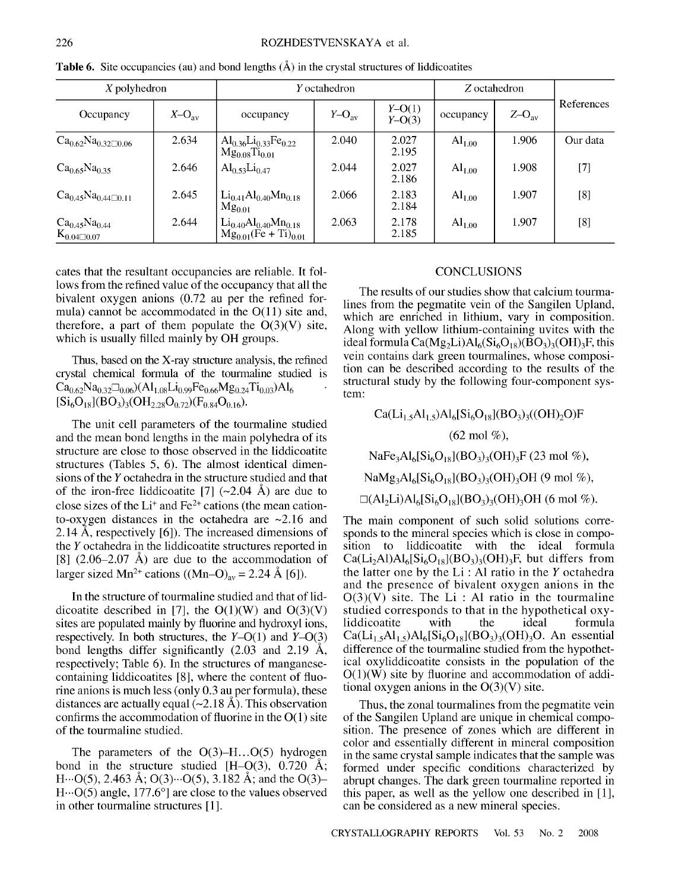**Table 6.** Site occupancies (au) and bond lengths (Å) in the crystal structures of liddicoatites

| *X* polyhedron | | *Y* octahedron | | | *Z* octahedron | | References |
|---|---|---|---|---|---|---|---|
| Occupancy | *X*–O$_{av}$ | occupancy | *Y*–O$_{av}$ | *Y*–O(1) *Y*–O(3) | occupancy | *Z*–O$_{av}$ | |
| $Ca_{0.62}Na_{0.32}\square_{0.06}$ | 2.634 | $Al_{0.36}Li_{0.33}Fe_{0.22}$ $Mg_{0.08}Ti_{0.01}$ | 2.040 | 2.027 2.195 | $Al_{1.00}$ | 1.906 | Our data |
| $Ca_{0.65}Na_{0.35}$ | 2.646 | $Al_{0.53}Li_{0.47}$ | 2.044 | 2.027 2.186 | $Al_{1.00}$ | 1.908 | [7] |
| $Ca_{0.45}Na_{0.44}\square_{0.11}$ | 2.645 | $Li_{0.41}Al_{0.40}Mn_{0.18}$ $Mg_{0.01}$ | 2.066 | 2.183 2.184 | $Al_{1.00}$ | 1.907 | [8] |
| $Ca_{0.45}Na_{0.44}$ $K_{0.04}\square_{0.07}$ | 2.644 | $Li_{0.40}Al_{0.40}Mn_{0.18}$ $Mg_{0.01}(Fe + Ti)_{0.01}$ | 2.063 | 2.178 2.185 | $Al_{1.00}$ | 1.907 | [8] |

cates that the resultant occupancies are reliable. It follows from the refined value of the occupancy that all the bivalent oxygen anions (0.72 au per the refined formula) cannot be accommodated in the O(11) site and, therefore, a part of them populate the O(3)(V) site, which is usually filled mainly by OH groups.

Thus, based on the X-ray structure analysis, the refined crystal chemical formula of the tourmaline studied is $Ca_{0.62}Na_{0.32}\square_{0.06})(Al_{1.08}Li_{0.99}Fe_{0.66}Mg_{0.24}Ti_{0.03})Al_6$ · $[Si_6O_{18}](BO_3)_3(OH_{2.28}O_{0.72})(F_{0.84}O_{0.16})$.

The unit cell parameters of the tourmaline studied and the mean bond lengths in the main polyhedra of its structure are close to those observed in the liddicoatite structures (Tables 5, 6). The almost identical dimensions of the *Y* octahedra in the structure studied and that of the iron-free liddicoatite [7] (~2.04 Å) are due to close sizes of the $Li^+$ and $Fe^{2+}$ cations (the mean cation-to-oxygen distances in the octahedra are ~2.16 and 2.14 Å, respectively [6]). The increased dimensions of the *Y* octahedra in the liddicoatite structures reported in [8] (2.06–2.07 Å) are due to the accommodation of larger sized $Mn^{2+}$ cations ($(Mn–O)_{av}$ = 2.24 Å [6]).

In the structure of tourmaline studied and that of liddicoatite described in [7], the O(1)(W) and O(3)(V) sites are populated mainly by fluorine and hydroxyl ions, respectively. In both structures, the *Y*–O(1) and *Y*–O(3) bond lengths differ significantly (2.03 and 2.19 Å, respectively; Table 6). In the structures of manganese-containing liddicoatites [8], where the content of fluorine anions is much less (only 0.3 au per formula), these distances are actually equal (~2.18 Å). This observation confirms the accommodation of fluorine in the O(1) site of the tourmaline studied.

The parameters of the O(3)–H...O(5) hydrogen bond in the structure studied [H–O(3), 0.720 Å; H···O(5), 2.463 Å; O(3)···O(5), 3.182 Å; and the O(3)–H···O(5) angle, 177.6°] are close to the values observed in other tourmaline structures [1].

## CONCLUSIONS

The results of our studies show that calcium tourmalines from the pegmatite vein of the Sangilen Upland, which are enriched in lithium, vary in composition. Along with yellow lithium-containing uvites with the ideal formula $Ca(Mg_2Li)Al_6(Si_6O_{18})(BO_3)_3(OH)_3F$, this vein contains dark green tourmalines, whose composition can be described according to the results of the structural study by the following four-component system:

$$Ca(Li_{1.5}Al_{1.5})Al_6[Si_6O_{18}](BO_3)_3((OH)_2O)F$$

(62 mol %),

$$NaFe_3Al_6[Si_6O_{18}](BO_3)_3(OH)_3F \text{ (23 mol \%)},$$

$$NaMg_3Al_6[Si_6O_{18}](BO_3)_3(OH)_3OH \text{ (9 mol \%)},$$

$$\square(Al_2Li)Al_6[Si_6O_{18}](BO_3)_3(OH)_3OH \text{ (6 mol \%)}.$$

The main component of such solid solutions corresponds to the mineral species which is close in composition to liddicoatite with the ideal formula $Ca(Li_2Al)Al_6[Si_6O_{18}](BO_3)_3(OH)_3F$, but differs from the latter one by the Li : Al ratio in the *Y* octahedra and the presence of bivalent oxygen anions in the O(3)(V) site. The Li : Al ratio in the tourmaline studied corresponds to that in the hypothetical oxyliddicoatite with the ideal formula $Ca(Li_{1.5}Al_{1.5})Al_6[Si_6O_{18}](BO_3)_3(OH)_3O$. An essential difference of the tourmaline studied from the hypothetical oxyliddicoatite consists in the population of the O(1)(W) site by fluorine and accommodation of additional oxygen anions in the O(3)(V) site.

Thus, the zonal tourmalines from the pegmatite vein of the Sangilen Upland are unique in chemical composition. The presence of zones which are different in color and essentially different in mineral composition in the same crystal sample indicates that the sample was formed under specific conditions characterized by abrupt changes. The dark green tourmaline reported in this paper, as well as the yellow one described in [1], can be considered as a new mineral species.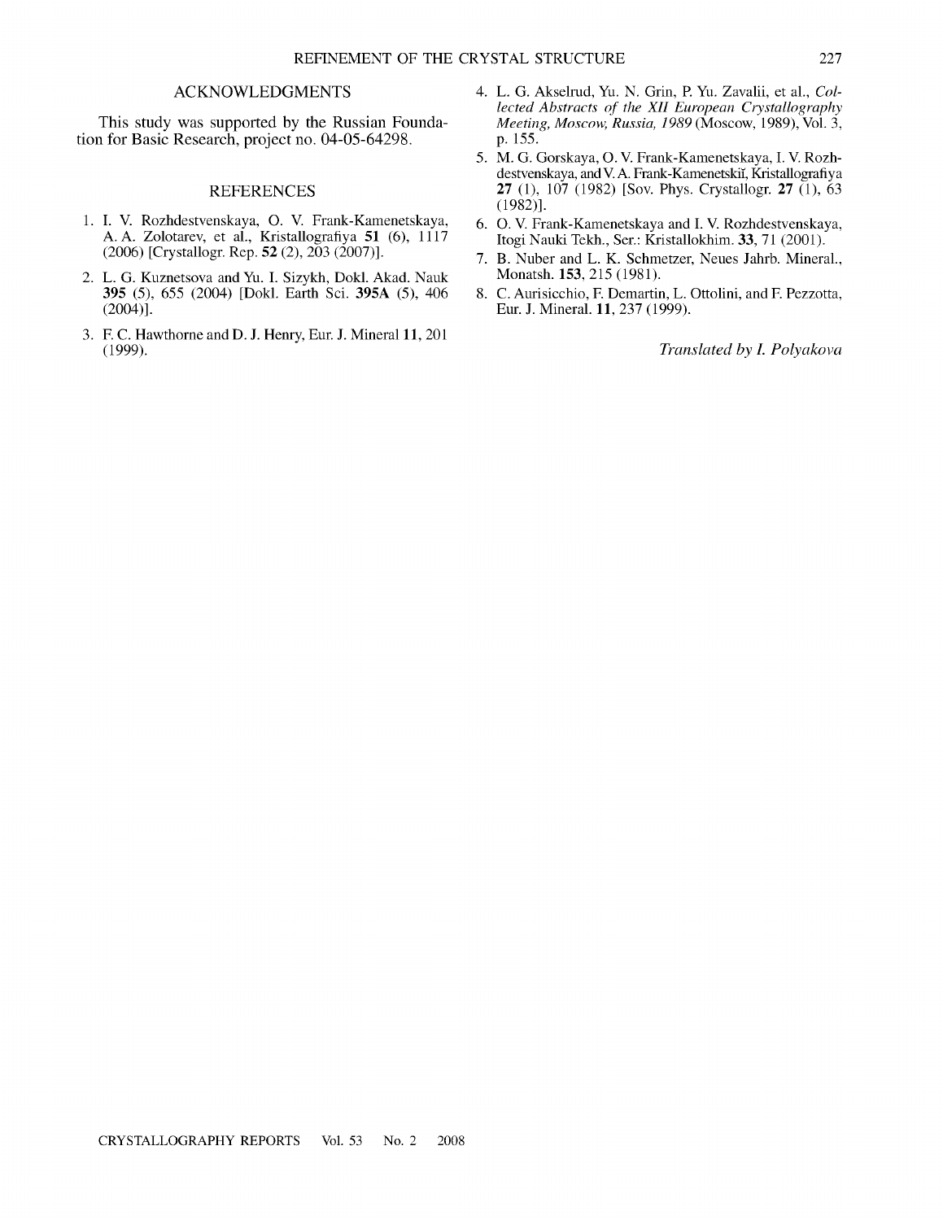## ACKNOWLEDGMENTS

This study was supported by the Russian Foundation for Basic Research, project no. 04-05-64298.

## REFERENCES

1. I. V. Rozhdestvenskaya, O. V. Frank-Kamenetskaya, A. A. Zolotarev, et al., Kristallografiya **51** (6), 1117 (2006) [Crystallogr. Rep. **52** (2), 203 (2007)].
2. L. G. Kuznetsova and Yu. I. Sizykh, Dokl. Akad. Nauk **395** (5), 655 (2004) [Dokl. Earth Sci. **395A** (5), 406 (2004)].
3. F. C. Hawthorne and D. J. Henry, Eur. J. Mineral **11**, 201 (1999).
4. L. G. Akselrud, Yu. N. Grin, P. Yu. Zavalii, et al., *Collected Abstracts of the XII European Crystallography Meeting, Moscow, Russia, 1989* (Moscow, 1989), Vol. 3, p. 155.
5. M. G. Gorskaya, O. V. Frank-Kamenetskaya, I. V. Rozhdestvenskaya, and V. A. Frank-Kamenetskiĭ, Kristallografiya **27** (1), 107 (1982) [Sov. Phys. Crystallogr. **27** (1), 63 (1982)].
6. O. V. Frank-Kamenetskaya and I. V. Rozhdestvenskaya, Itogi Nauki Tekh., Ser.: Kristallokhim. **33**, 71 (2001).
7. B. Nuber and L. K. Schmetzer, Neues Jahrb. Mineral., Monatsh. **153**, 215 (1981).
8. C. Aurisicchio, F. Demartin, L. Ottolini, and F. Pezzotta, Eur. J. Mineral. **11**, 237 (1999).

*Translated by I. Polyakova*